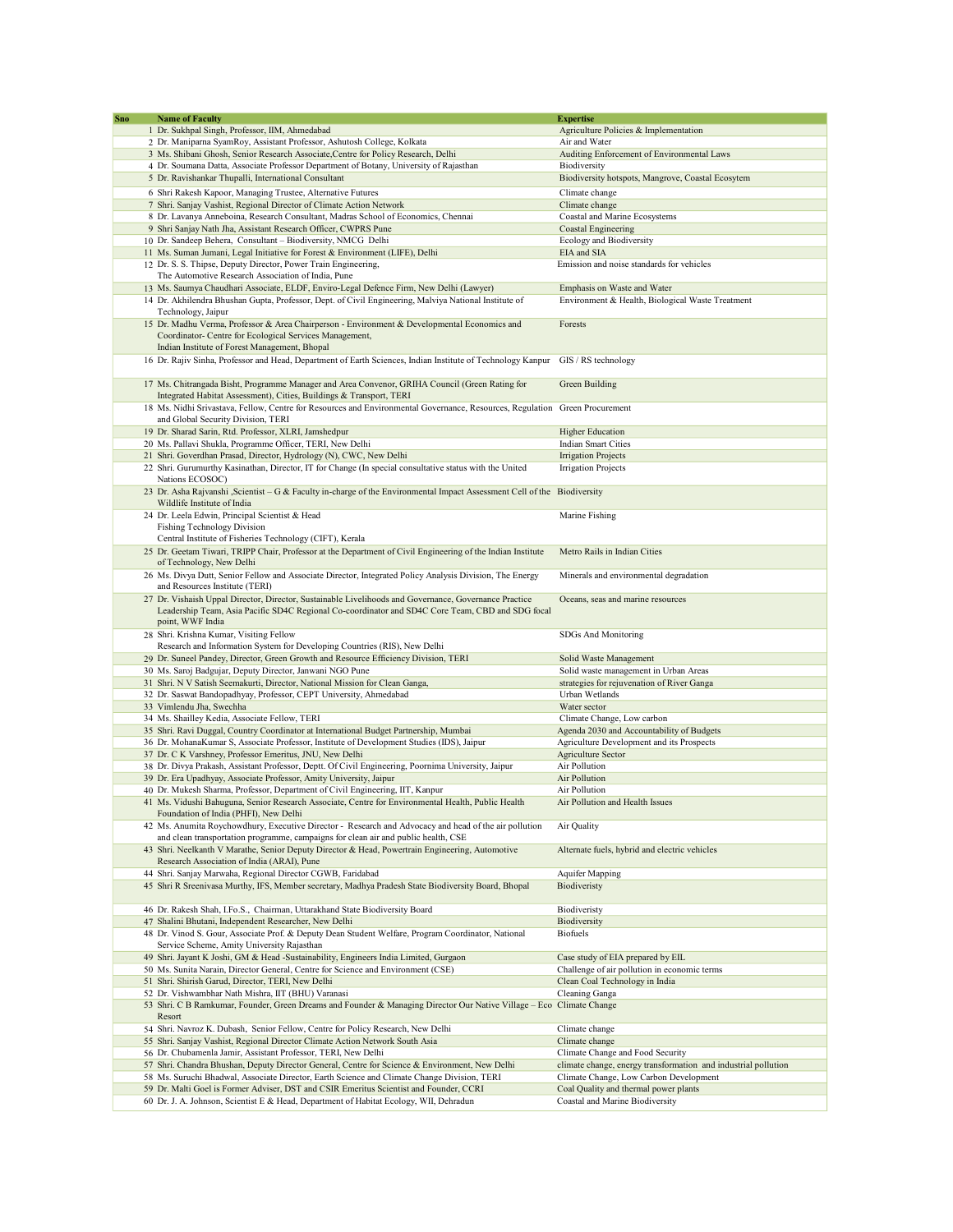| Sno | Name of Faculty | Expertise |
|---|---|---|
| 1 | Dr. Sukhpal Singh, Professor, IIM, Ahmedabad | Agriculture Policies & Implementation |
| 2 | Dr. Maniparna SyamRoy, Assistant Professor, Ashutosh College, Kolkata | Air and Water |
| 3 | Ms. Shibani Ghosh, Senior Research Associate,Centre for Policy Research, Delhi | Auditing Enforcement of Environmental Laws |
| 4 | Dr. Soumana Datta, Associate Professor Department of Botany, University of Rajasthan | Biodiversity |
| 5 | Dr. Ravishankar Thupalli, International Consultant | Biodiversity hotspots, Mangrove, Coastal Ecosytem |
| 6 | Shri Rakesh Kapoor, Managing Trustee, Alternative Futures | Climate change |
| 7 | Shri. Sanjay Vashist, Regional Director of Climate Action Network | Climate change |
| 8 | Dr. Lavanya Anneboina, Research Consultant, Madras School of Economics, Chennai | Coastal and Marine Ecosystems |
| 9 | Shri Sanjay Nath Jha, Assistant Research Officer, CWPRS Pune | Coastal Engineering |
| 10 | Dr. Sandeep Behera, Consultant – Biodiversity, NMCG Delhi | Ecology and Biodiversity |
| 11 | Ms. Suman Jumani, Legal Initiative for Forest & Environment (LIFE), Delhi | EIA and SIA |
| 12 | Dr. S. S. Thipse, Deputy Director, Power Train Engineering, The Automotive Research Association of India, Pune | Emission and noise standards for vehicles |
| 13 | Ms. Saumya Chaudhari Associate, ELDF, Enviro-Legal Defence Firm, New Delhi (Lawyer) | Emphasis on Waste and Water |
| 14 | Dr. Akhilendra Bhushan Gupta, Professor, Dept. of Civil Engineering, Malviya National Institute of Technology, Jaipur | Environment & Health, Biological Waste Treatment |
| 15 | Dr. Madhu Verma, Professor & Area Chairperson - Environment & Developmental Economics and Coordinator- Centre for Ecological Services Management, Indian Institute of Forest Management, Bhopal | Forests |
| 16 | Dr. Rajiv Sinha, Professor and Head, Department of Earth Sciences, Indian Institute of Technology Kanpur | GIS / RS technology |
| 17 | Ms. Chitrangada Bisht, Programme Manager and Area Convenor, GRIHA Council (Green Rating for Integrated Habitat Assessment), Cities, Buildings & Transport, TERI | Green Building |
| 18 | Ms. Nidhi Srivastava, Fellow, Centre for Resources and Environmental Governance, Resources, Regulation and Global Security Division, TERI | Green Procurement |
| 19 | Dr. Sharad Sarin, Rtd. Professor, XLRI, Jamshedpur | Higher Education |
| 20 | Ms. Pallavi Shukla, Programme Officer, TERI, New Delhi | Indian Smart Cities |
| 21 | Shri. Goverdhan Prasad, Director, Hydrology (N), CWC, New Delhi | Irrigation Projects |
| 22 | Shri. Gurumurthy Kasinathan, Director, IT for Change (In special consultative status with the United Nations ECOSOC) | Irrigation Projects |
| 23 | Dr. Asha Rajvanshi ,Scientist – G & Faculty in-charge of the Environmental Impact Assessment Cell of the Wildlife Institute of India | Biodiversity |
| 24 | Dr. Leela Edwin, Principal Scientist & Head Fishing Technology Division Central Institute of Fisheries Technology (CIFT), Kerala | Marine Fishing |
| 25 | Dr. Geetam Tiwari, TRIPP Chair, Professor at the Department of Civil Engineering of the Indian Institute of Technology, New Delhi | Metro Rails in Indian Cities |
| 26 | Ms. Divya Dutt, Senior Fellow and Associate Director, Integrated Policy Analysis Division, The Energy and Resources Institute (TERI) | Minerals and environmental degradation |
| 27 | Dr. Vishaish Uppal Director, Director, Sustainable Livelihoods and Governance, Governance Practice Leadership Team, Asia Pacific SD4C Regional Co-coordinator and SD4C Core Team, CBD and SDG focal point, WWF India | Oceans, seas and marine resources |
| 28 | Shri. Krishna Kumar, Visiting Fellow Research and Information System for Developing Countries (RIS), New Delhi | SDGs And Monitoring |
| 29 | Dr. Suneel Pandey, Director, Green Growth and Resource Efficiency Division, TERI | Solid Waste Management |
| 30 | Ms. Saroj Badgujar, Deputy Director, Janwani NGO Pune | Solid waste management in Urban Areas |
| 31 | Shri. N V Satish Seemakurti, Director, National Mission for Clean Ganga, | strategies for rejuvenation of River Ganga |
| 32 | Dr. Saswat Bandopadhyay, Professor, CEPT University, Ahmedabad | Urban Wetlands |
| 33 | Vimlendu Jha, Swechha | Water sector |
| 34 | Ms. Shailley Kedia, Associate Fellow, TERI | Climate Change, Low carbon |
| 35 | Shri. Ravi Duggal, Country Coordinator at International Budget Partnership, Mumbai | Agenda 2030 and Accountability of Budgets |
| 36 | Dr. MohanaKumar S, Associate Professor, Institute of Development Studies (IDS), Jaipur | Agriculture Development and its Prospects |
| 37 | Dr. C K Varshney, Professor Emeritus, JNU, New Delhi | Agriculture Sector |
| 38 | Dr. Divya Prakash, Assistant Professor, Deptt. Of Civil Engineering, Poornima University, Jaipur | Air Pollution |
| 39 | Dr. Era Upadhyay, Associate Professor, Amity University, Jaipur | Air Pollution |
| 40 | Dr. Mukesh Sharma, Professor, Department of Civil Engineering, IIT, Kanpur | Air Pollution |
| 41 | Ms. Vidushi Bahuguna, Senior Research Associate, Centre for Environmental Health, Public Health Foundation of India (PHFI), New Delhi | Air Pollution and Health Issues |
| 42 | Ms. Anumita Roychowdhury, Executive Director - Research and Advocacy and head of the air pollution and clean transportation programme, campaigns for clean air and public health, CSE | Air Quality |
| 43 | Shri. Neelkanth V Marathe, Senior Deputy Director & Head, Powertrain Engineering, Automotive Research Association of India (ARAI), Pune | Alternate fuels, hybrid and electric vehicles |
| 44 | Shri. Sanjay Marwaha, Regional Director CGWB, Faridabad | Aquifer Mapping |
| 45 | Shri R Sreenivasa Murthy, IFS, Member secretary, Madhya Pradesh State Biodiversity Board, Bhopal | Biodiveristy |
| 46 | Dr. Rakesh Shah, I.Fo.S., Chairman, Uttarakhand State Biodiversity Board | Biodiveristy |
| 47 | Shalini Bhutani, Independent Researcher, New Delhi | Biodiversity |
| 48 | Dr. Vinod S. Gour, Associate Prof. & Deputy Dean Student Welfare, Program Coordinator, National Service Scheme, Amity University Rajasthan | Biofuels |
| 49 | Shri. Jayant K Joshi, GM & Head -Sustainability, Engineers India Limited, Gurgaon | Case study of EIA prepared by EIL |
| 50 | Ms. Sunita Narain, Director General, Centre for Science and Environment (CSE) | Challenge of air pollution in economic terms |
| 51 | Shri. Shirish Garud, Director, TERI, New Delhi | Clean Coal Technology in India |
| 52 | Dr. Vishwambhar Nath Mishra, IIT (BHU) Varanasi | Cleaning Ganga |
| 53 | Shri. C B Ramkumar, Founder, Green Dreams and Founder & Managing Director Our Native Village – Eco Resort | Climate Change |
| 54 | Shri. Navroz K. Dubash, Senior Fellow, Centre for Policy Research, New Delhi | Climate change |
| 55 | Shri. Sanjay Vashist, Regional Director Climate Action Network South Asia | Climate change |
| 56 | Dr. Chubamenla Jamir, Assistant Professor, TERI, New Delhi | Climate Change and Food Security |
| 57 | Shri. Chandra Bhushan, Deputy Director General, Centre for Science & Environment, New Delhi | climate change, energy transformation and industrial pollution |
| 58 | Ms. Suruchi Bhadwal, Associate Director, Earth Science and Climate Change Division, TERI | Climate Change, Low Carbon Development |
| 59 | Dr. Malti Goel is Former Adviser, DST and CSIR Emeritus Scientist and Founder, CCRI | Coal Quality and thermal power plants |
| 60 | Dr. J. A. Johnson, Scientist E & Head, Department of Habitat Ecology, WII, Dehradun | Coastal and Marine Biodiversity |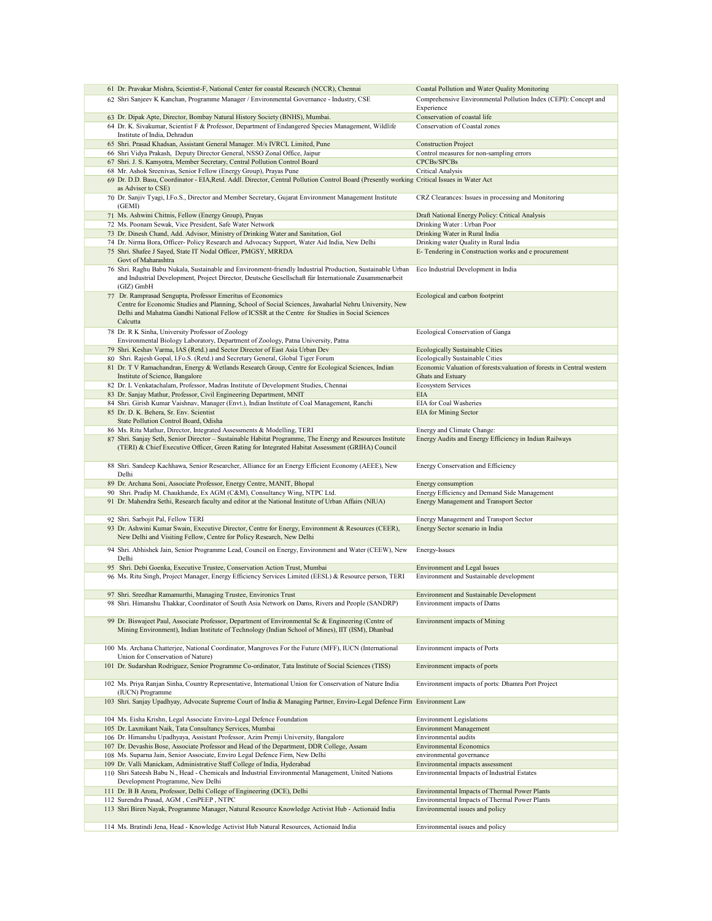| | | |
|---|---|---|
| 61 | Dr. Pravakar Mishra, Scientist-F, National Center for coastal Research (NCCR), Chennai | Coastal Pollution and Water Quality Monitoring |
| 62 | Shri Sanjeev K Kanchan, Programme Manager / Environmental Governance - Industry, CSE | Comprehensive Environmental Pollution Index (CEPI): Concept and Experience |
| 63 | Dr. Dipak Apte, Director, Bombay Natural History Society (BNHS), Mumbai. | Conservation of coastal life |
| 64 | Dr. K. Sivakumar, Scientist F & Professor, Department of Endangered Species Management, Wildlife Institute of India, Dehradun | Conservation of Coastal zones |
| 65 | Shri. Prasad Khadsan, Assistant General Manager. M/s IVRCL Limited, Pune | Construction Project |
| 66 | Shri Vidya Prakash, Deputy Director General, NSSO Zonal Office, Jaipur | Control measures for non-sampling errors |
| 67 | Shri. J. S. Kamyotra, Member Secretary, Central Pollution Control Board | CPCBs/SPCBs |
| 68 | Mr. Ashok Sreenivas, Senior Fellow (Energy Group), Prayas Pune | Critical Analysis |
| 69 | Dr. D.D. Basu, Coordinator - EIA,Retd. Addl. Director, Central Pollution Control Board (Presently working as Adviser to CSE) | Critical Issues in Water Act |
| 70 | Dr. Sanjiv Tyagi, I.Fo.S., Director and Member Secretary, Gujarat Environment Management Institute (GEMI) | CRZ Clearances: Issues in processing and Monitoring |
| 71 | Ms. Ashwini Chitnis, Fellow (Energy Group), Prayas | Draft National Energy Policy: Critical Analysis |
| 72 | Ms. Poonam Sewak, Vice President, Safe Water Network | Drinking Water : Urban Poor |
| 73 | Dr. Dinesh Chand, Add. Advisor, Ministry of Drinking Water and Sanitation, GoI | Drinking Water in Rural India |
| 74 | Dr. Nirma Bora, Officer- Policy Research and Advocacy Support, Water Aid India, New Delhi | Drinking water Quality in Rural India |
| 75 | Shri. Shafee J Sayed, State IT Nodal Officer, PMGSY, MRRDA Govt of Maharashtra | E- Tendering in Construction works and e procurement |
| 76 | Shri. Raghu Babu Nukala, Sustainable and Environment-friendly Industrial Production, Sustainable Urban and Industrial Development, Project Director, Deutsche Gesellschaft für Internationale Zusammenarbeit (GIZ) GmbH | Eco Industrial Development in India |
| 77 | Dr. Ramprasad Sengupta, Professor Emeritus of Economics Centre for Economic Studies and Planning, School of Social Sciences, Jawaharlal Nehru University, New Delhi and Mahatma Gandhi National Fellow of ICSSR at the Centre for Studies in Social Sciences Calcutta | Ecological and carbon footprint |
| 78 | Dr. R K Sinha, University Professor of Zoology Environmental Biology Laboratory, Department of Zoology, Patna University, Patna | Ecological Conservation of Ganga |
| 79 | Shri. Keshav Varma, IAS (Retd.) and Sector Director of East Asia Urban Dev | Ecologically Sustainable Cities |
| 80 | Shri. Rajesh Gopal, I.Fo.S. (Retd.) and Secretary General, Global Tiger Forum | Ecologically Sustainable Cities |
| 81 | Dr. T V Ramachandran, Energy & Wetlands Research Group, Centre for Ecological Sciences, Indian Institute of Science, Bangalore | Economic Valuation of forests:valuation of forests in Central western Ghats and Estuary |
| 82 | Dr. L Venkatachalam, Professor, Madras Institute of Development Studies, Chennai | Ecosystem Services |
| 83 | Dr. Sanjay Mathur, Professor, Civil Engineering Department, MNIT | EIA |
| 84 | Shri. Girish Kumar Vaishnav, Manager (Envt.), Indian Institute of Coal Management, Ranchi | EIA for Coal Washeries |
| 85 | Dr. D. K. Behera, Sr. Env. Scientist State Pollution Control Board, Odisha | EIA for Mining Sector |
| 86 | Ms. Ritu Mathur, Director, Integrated Assessments & Modelling, TERI | Energy and Climate Change: |
| 87 | Shri. Sanjay Seth, Senior Director – Sustainable Habitat Programme, The Energy and Resources Institute (TERI) & Chief Executive Officer, Green Rating for Integrated Habitat Assessment (GRIHA) Council | Energy Audits and Energy Efficiency in Indian Railways |
| 88 | Shri. Sandeep Kachhawa, Senior Researcher, Alliance for an Energy Efficient Economy (AEEE), New Delhi | Energy Conservation and Efficiency |
| 89 | Dr. Archana Soni, Associate Professor, Energy Centre, MANIT, Bhopal | Energy consumption |
| 90 | Shri. Pradip M. Chaukhande, Ex AGM (C&M), Consultancy Wing, NTPC Ltd. | Energy Efficiency and Demand Side Management |
| 91 | Dr. Mahendra Sethi, Research faculty and editor at the National Institute of Urban Affairs (NIUA) | Energy Management and Transport Sector |
| 92 | Shri. Sarbojit Pal, Fellow TERI | Energy Management and Transport Sector |
| 93 | Dr. Ashwini Kumar Swain, Executive Director, Centre for Energy, Environment & Resources (CEER), New Delhi and Visiting Fellow, Centre for Policy Research, New Delhi | Energy Sector scenario in India |
| 94 | Shri. Abhishek Jain, Senior Programme Lead, Council on Energy, Environment and Water (CEEW), New Delhi | Energy-Issues |
| 95 | Shri. Debi Goenka, Executive Trustee, Conservation Action Trust, Mumbai | Environment and Legal Issues |
| 96 | Ms. Ritu Singh, Project Manager, Energy Efficiency Services Limited (EESL) & Resource person, TERI | Environment and Sustainable development |
| 97 | Shri. Sreedhar Ramamurthi, Managing Trustee, Environics Trust | Environment and Sustainable Development |
| 98 | Shri. Himanshu Thakkar, Coordinator of South Asia Network on Dams, Rivers and People (SANDRP) | Environment impacts of Dams |
| 99 | Dr. Biswajeet Paul, Associate Professor, Department of Environmental Sc & Engineering (Centre of Mining Environment), Indian Institute of Technology (Indian School of Mines), IIT (ISM), Dhanbad | Environment impacts of Mining |
| 100 | Ms. Archana Chatterjee, National Coordinator, Mangroves For the Future (MFF), IUCN (International Union for Conservation of Nature) | Environment impacts of Ports |
| 101 | Dr. Sudarshan Rodriguez, Senior Programme Co-ordinator, Tata Institute of Social Sciences (TISS) | Environment impacts of ports |
| 102 | Ms. Priya Ranjan Sinha, Country Representative, International Union for Conservation of Nature India (IUCN) Programme | Environment impacts of ports: Dhamra Port Project |
| 103 | Shri. Sanjay Upadhyay, Advocate Supreme Court of India & Managing Partner, Enviro-Legal Defence Firm | Environment Law |
| 104 | Ms. Eisha Krishn, Legal Associate Enviro-Legal Defence Foundation | Environment Legislations |
| 105 | Dr. Laxmikant Naik, Tata Consultancy Services, Mumbai | Environment Management |
| 106 | Dr. Himanshu Upadhyaya, Assistant Professor, Azim Premji University, Bangalore | Environmental audits |
| 107 | Dr. Devashis Bose, Associate Professor and Head of the Department, DDR College, Assam | Environmental Economics |
| 108 | Ms. Suparna Jain, Senior Associate, Enviro Legal Defence Firm, New Delhi | environmental governance |
| 109 | Dr. Valli Manickam, Administrative Staff College of India, Hyderabad | Environmental impacts assessment |
| 110 | Shri Sateesh Babu N., Head - Chemicals and Industrial Environmental Management, United Nations Development Programme, New Delhi | Environmental Impacts of Industrial Estates |
| 111 | Dr. B B Arora, Professor, Delhi College of Engineering (DCE), Delhi | Environmental Impacts of Thermal Power Plants |
| 112 | Surendra Prasad, AGM , CenPEEP , NTPC | Environmental Impacts of Thermal Power Plants |
| 113 | Shri Biren Nayak, Programme Manager, Natural Resource Knowledge Activist Hub - Actionaid India | Environmental issues and policy |
| 114 | Ms. Bratindi Jena, Head - Knowledge Activist Hub Natural Resources, Actionaid India | Environmental issues and policy |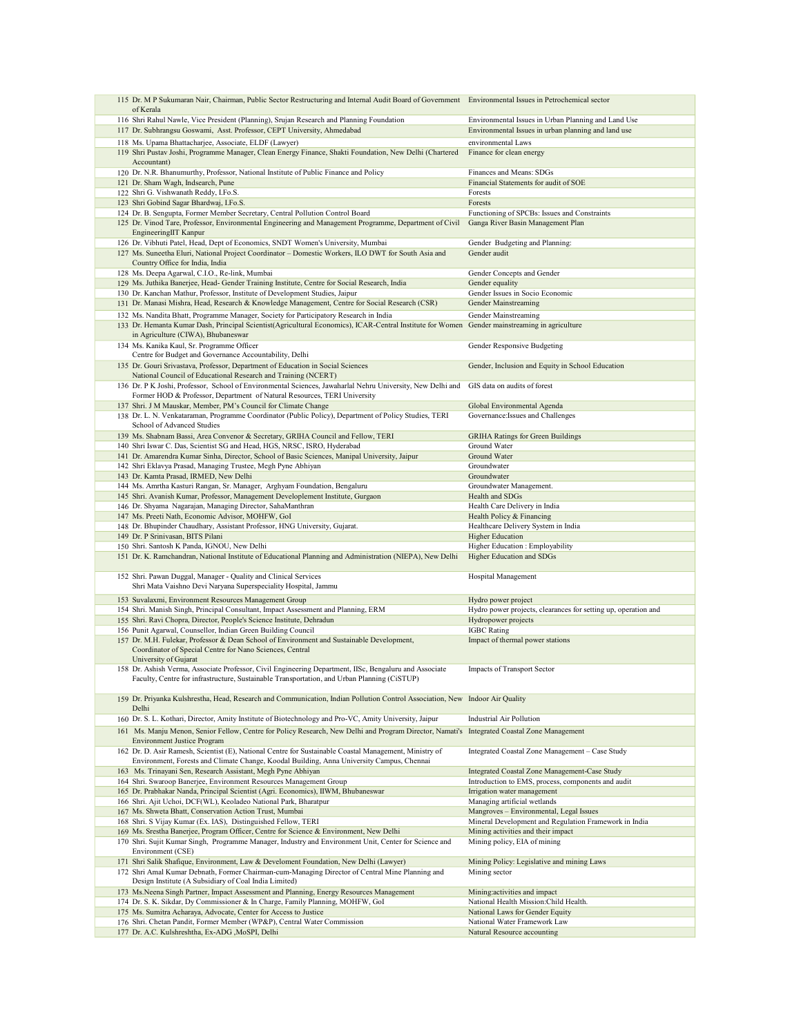| | | |
|---|---|---|
| 115 | Dr. M P Sukumaran Nair, Chairman, Public Sector Restructuring and Internal Audit Board of Government of Kerala | Environmental Issues in Petrochemical sector |
| 116 | Shri Rahul Nawle, Vice President (Planning), Srujan Research and Planning Foundation | Environmental Issues in Urban Planning and Land Use |
| 117 | Dr. Subhrangsu Goswami, Asst. Professor, CEPT University, Ahmedabad | Environmental Issues in urban planning and land use |
| 118 | Ms. Upama Bhattacharjee, Associate, ELDF (Lawyer) | environmental Laws |
| 119 | Shri Pustav Joshi, Programme Manager, Clean Energy Finance, Shakti Foundation, New Delhi (Chartered Accountant) | Finance for clean energy |
| 120 | Dr. N.R. Bhanumurthy, Professor, National Institute of Public Finance and Policy | Finances and Means: SDGs |
| 121 | Dr. Sham Wagh, Indsearch, Pune | Financial Statements for audit of SOE |
| 122 | Shri G. Vishwanath Reddy, I.Fo.S. | Forests |
| 123 | Shri Gobind Sagar Bhardwaj, I.Fo.S. | Forests |
| 124 | Dr. B. Sengupta, Former Member Secretary, Central Pollution Control Board | Functioning of SPCBs: Issues and Constraints |
| 125 | Dr. Vinod Tare, Professor, Environmental Engineering and Management Programme, Department of Civil EngineeringIIT Kanpur | Ganga River Basin Management Plan |
| 126 | Dr. Vibhuti Patel, Head, Dept of Economics, SNDT Women's University, Mumbai | Gender Budgeting and Planning: |
| 127 | Ms. Suneetha Eluri, National Project Coordinator – Domestic Workers, ILO DWT for South Asia and Country Office for India, India | Gender audit |
| 128 | Ms. Deepa Agarwal, C.I.O., Re-link, Mumbai | Gender Concepts and Gender |
| 129 | Ms. Juthika Banerjee, Head- Gender Training Institute, Centre for Social Research, India | Gender equality |
| 130 | Dr. Kanchan Mathur, Professor, Institute of Development Studies, Jaipur | Gender Issues in Socio Economic |
| 131 | Dr. Manasi Mishra, Head, Research & Knowledge Management, Centre for Social Research (CSR) | Gender Mainstreaming |
| 132 | Ms. Nandita Bhatt, Programme Manager, Society for Participatory Research in India | Gender Mainstreaming |
| 133 | Dr. Hemanta Kumar Dash, Principal Scientist(Agricultural Economics), ICAR-Central Institute for Women in Agriculture (CIWA), Bhubaneswar | Gender mainstreaming in agriculture |
| 134 | Ms. Kanika Kaul, Sr. Programme Officer Centre for Budget and Governance Accountability, Delhi | Gender Responsive Budgeting |
| 135 | Dr. Gouri Srivastava, Professor, Department of Education in Social Sciences National Council of Educational Research and Training (NCERT) | Gender, Inclusion and Equity in School Education |
| 136 | Dr. P K Joshi, Professor, School of Environmental Sciences, Jawaharlal Nehru University, New Delhi and Former HOD & Professor, Department of Natural Resources, TERI University | GIS data on audits of forest |
| 137 | Shri. J M Mauskar, Member, PM's Council for Climate Change | Global Environmental Agenda |
| 138 | Dr. L. N. Venkataraman, Programme Coordinator (Public Policy), Department of Policy Studies, TERI School of Advanced Studies | Governance:Issues and Challenges |
| 139 | Ms. Shabnam Bassi, Area Convenor & Secretary, GRIHA Council and Fellow, TERI | GRIHA Ratings for Green Buildings |
| 140 | Shri Iswar C. Das, Scientist SG and Head, HGS, NRSC, ISRO, Hyderabad | Ground Water |
| 141 | Dr. Amarendra Kumar Sinha, Director, School of Basic Sciences, Manipal University, Jaipur | Ground Water |
| 142 | Shri Eklavya Prasad, Managing Trustee, Megh Pyne Abhiyan | Groundwater |
| 143 | Dr. Kamta Prasad, IRMED, New Delhi | Groundwater |
| 144 | Ms. Amrtha Kasturi Rangan, Sr. Manager, Arghyam Foundation, Bengaluru | Groundwater Management. |
| 145 | Shri. Avanish Kumar, Professor, Management Developlement Institute, Gurgaon | Health and SDGs |
| 146 | Dr. Shyama Nagarajan, Managing Director, SahaManthran | Health Care Delivery in India |
| 147 | Ms. Preeti Nath, Economic Advisor, MOHFW, GoI | Health Policy & Financing |
| 148 | Dr. Bhupinder Chaudhary, Assistant Professor, HNG University, Gujarat. | Healthcare Delivery System in India |
| 149 | Dr. P Srinivasan, BITS Pilani | Higher Education |
| 150 | Shri. Santosh K Panda, IGNOU, New Delhi | Higher Education : Employability |
| 151 | Dr. K. Ramchandran, National Institute of Educational Planning and Administration (NIEPA), New Delhi | Higher Education and SDGs |
| 152 | Shri. Pawan Duggal, Manager - Quality and Clinical Services Shri Mata Vaishno Devi Naryana Superspeciality Hospital, Jammu | Hospital Management |
| 153 | Suvalaxmi, Environment Resources Management Group | Hydro power project |
| 154 | Shri. Manish Singh, Principal Consultant, Impact Assessment and Planning, ERM | Hydro power projects, clearances for setting up, operation and |
| 155 | Shri. Ravi Chopra, Director, People's Science Institute, Dehradun | Hydropower projects |
| 156 | Punit Agarwal, Counsellor, Indian Green Building Council | IGBC Rating |
| 157 | Dr. M.H. Fulekar, Professor & Dean School of Environment and Sustainable Development, Coordinator of Special Centre for Nano Sciences, Central University of Gujarat | Impact of thermal power stations |
| 158 | Dr. Ashish Verma, Associate Professor, Civil Engineering Department, IISc, Bengaluru and Associate Faculty, Centre for infrastructure, Sustainable Transportation, and Urban Planning (CiSTUP) | Impacts of Transport Sector |
| 159 | Dr. Priyanka Kulshrestha, Head, Research and Communication, Indian Pollution Control Association, New Delhi | Indoor Air Quality |
| 160 | Dr. S. L. Kothari, Director, Amity Institute of Biotechnology and Pro-VC, Amity University, Jaipur | Industrial Air Pollution |
| 161 | Ms. Manju Menon, Senior Fellow, Centre for Policy Research, New Delhi and Program Director, Namati's Environment Justice Program | Integrated Coastal Zone Management |
| 162 | Dr. D. Asir Ramesh, Scientist (E), National Centre for Sustainable Coastal Management, Ministry of Environment, Forests and Climate Change, Koodal Building, Anna University Campus, Chennai | Integrated Coastal Zone Management – Case Study |
| 163 | Ms. Trinayani Sen, Research Assistant, Megh Pyne Abhiyan | Integrated Coastal Zone Management-Case Study |
| 164 | Shri. Swaroop Banerjee, Environment Resources Management Group | Introduction to EMS, process, components and audit |
| 165 | Dr. Prabhakar Nanda, Principal Scientist (Agri. Economics), IIWM, Bhubaneswar | Irrigation water management |
| 166 | Shri. Ajit Uchoi, DCF(WL), Keoladeo National Park, Bharatpur | Managing artificial wetlands |
| 167 | Ms. Shweta Bhatt, Conservation Action Trust, Mumbai | Mangroves – Environmental, Legal Issues |
| 168 | Shri. S Vijay Kumar (Ex. IAS), Distinguished Fellow, TERI | Mineral Development and Regulation Framework in India |
| 169 | Ms. Srestha Banerjee, Program Officer, Centre for Science & Environment, New Delhi | Mining activities and their impact |
| 170 | Shri. Sujit Kumar Singh, Programme Manager, Industry and Environment Unit, Center for Science and Environment (CSE) | Mining policy, EIA of mining |
| 171 | Shri Salik Shafique, Environment, Law & Develoment Foundation, New Delhi (Lawyer) | Mining Policy: Legislative and mining Laws |
| 172 | Shri Amal Kumar Debnath, Former Chairman-cum-Managing Director of Central Mine Planning and Design Institute (A Subsidiary of Coal India Limited) | Mining sector |
| 173 | Ms.Neena Singh Partner, Impact Assessment and Planning, Energy Resources Management | Mining:activities and impact |
| 174 | Dr. S. K. Sikdar, Dy Commissioner & In Charge, Family Planning, MOHFW, GoI | National Health Mission:Child Health. |
| 175 | Ms. Sumitra Acharaya, Advocate, Center for Access to Justice | National Laws for Gender Equity |
| 176 | Shri. Chetan Pandit, Former Member (WP&P), Central Water Commission | National Water Framework Law |
| 177 | Dr. A.C. Kulshreshtha, Ex-ADG ,MoSPI, Delhi | Natural Resource accounting |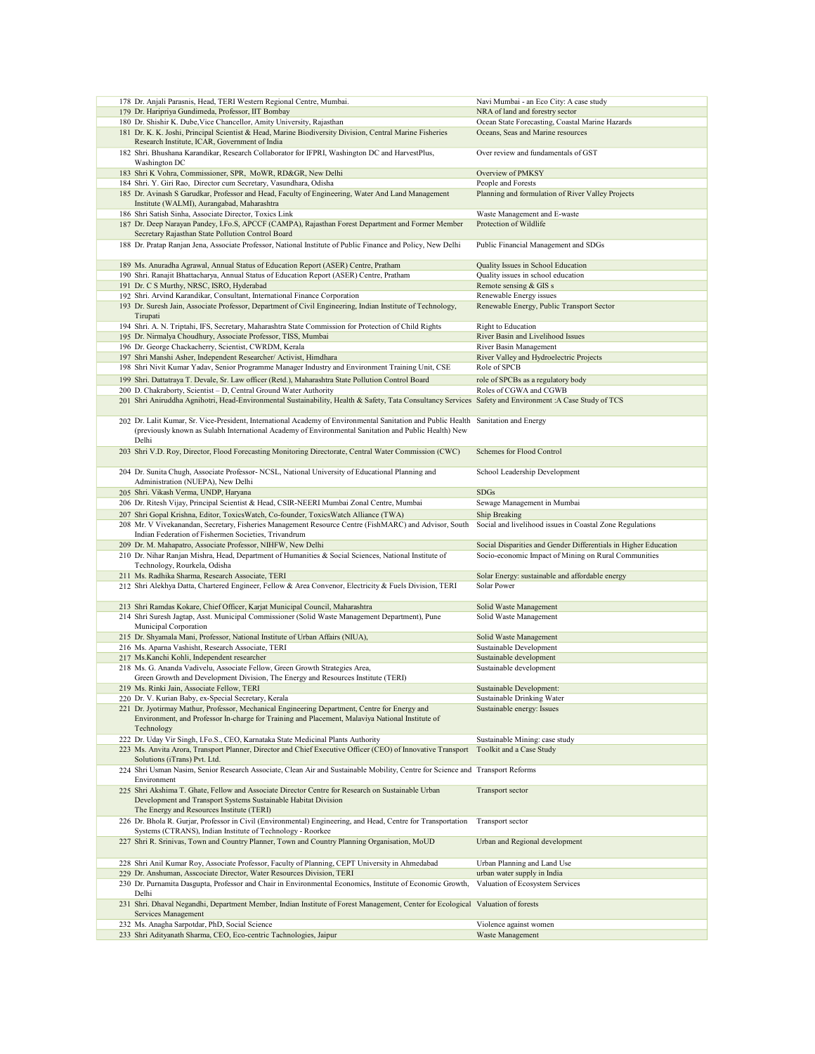| | | |
|---|---|---|
| 178 | Dr. Anjali Parasnis, Head, TERI Western Regional Centre, Mumbai. | Navi Mumbai - an Eco City: A case study |
| 179 | Dr. Haripriya Gundimeda, Professor, IIT Bombay | NRA of land and forestry sector |
| 180 | Dr. Shishir K. Dube,Vice Chancellor, Amity University, Rajasthan | Ocean State Forecasting, Coastal Marine Hazards |
| 181 | Dr. K. K. Joshi, Principal Scientist & Head, Marine Biodiversity Division, Central Marine Fisheries Research Institute, ICAR, Government of India | Oceans, Seas and Marine resources |
| 182 | Shri. Bhushana Karandikar, Research Collaborator for IFPRI, Washington DC and HarvestPlus, Washington DC | Over review and fundamentals of GST |
| 183 | Shri K Vohra, Commissioner, SPR, MoWR, RD&GR, New Delhi | Overview of PMKSY |
| 184 | Shri. Y. Giri Rao, Director cum Secretary, Vasundhara, Odisha | People and Forests |
| 185 | Dr. Avinash S Garudkar, Professor and Head, Faculty of Engineering, Water And Land Management Institute (WALMI), Aurangabad, Maharashtra | Planning and formulation of River Valley Projects |
| 186 | Shri Satish Sinha, Associate Director, Toxics Link | Waste Management and E-waste |
| 187 | Dr. Deep Narayan Pandey, I.Fo.S, APCCF (CAMPA), Rajasthan Forest Department and Former Member Secretary Rajasthan State Pollution Control Board | Protection of Wildlife |
| 188 | Dr. Pratap Ranjan Jena, Associate Professor, National Institute of Public Finance and Policy, New Delhi | Public Financial Management and SDGs |
| 189 | Ms. Anuradha Agrawal, Annual Status of Education Report (ASER) Centre, Pratham | Quality Issues in School Education |
| 190 | Shri. Ranajit Bhattacharya, Annual Status of Education Report (ASER) Centre, Pratham | Quality issues in school education |
| 191 | Dr. C S Murthy, NRSC, ISRO, Hyderabad | Remote sensing & GIS s |
| 192 | Shri. Arvind Karandikar, Consultant, International Finance Corporation | Renewable Energy issues |
| 193 | Dr. Suresh Jain, Associate Professor, Department of Civil Engineering, Indian Institute of Technology, Tirupati | Renewable Energy, Public Transport Sector |
| 194 | Shri. A. N. Triptahi, IFS, Secretary, Maharashtra State Commission for Protection of Child Rights | Right to Education |
| 195 | Dr. Nirmalya Choudhury, Associate Professor, TISS, Mumbai | River Basin and Livelihood Issues |
| 196 | Dr. George Chackacherry, Scientist, CWRDM, Kerala | River Basin Management |
| 197 | Shri Manshi Asher, Independent Researcher/ Activist, Himdhara | River Valley and Hydroelectric Projects |
| 198 | Shri Nivit Kumar Yadav, Senior Programme Manager Industry and Environment Training Unit, CSE | Role of SPCB |
| 199 | Shri. Dattatraya T. Devale, Sr. Law officer (Retd.), Maharashtra State Pollution Control Board | role of SPCBs as a regulatory body |
| 200 | D. Chakraborty, Scientist – D, Central Ground Water Authority | Roles of CGWA and CGWB |
| 201 | Shri Aniruddha Agnihotri, Head-Environmental Sustainability, Health & Safety, Tata Consultancy Services | Safety and Environment :A Case Study of TCS |
| 202 | Dr. Lalit Kumar, Sr. Vice-President, International Academy of Environmental Sanitation and Public Health (previously known as Sulabh International Academy of Environmental Sanitation and Public Health) New Delhi | Sanitation and Energy |
| 203 | Shri V.D. Roy, Director, Flood Forecasting Monitoring Directorate, Central Water Commission (CWC) | Schemes for Flood Control |
| 204 | Dr. Sunita Chugh, Associate Professor- NCSL, National University of Educational Planning and Administration (NUEPA), New Delhi | School Leadership Development |
| 205 | Shri. Vikash Verma, UNDP, Haryana | SDGs |
| 206 | Dr. Ritesh Vijay, Principal Scientist & Head, CSIR-NEERI Mumbai Zonal Centre, Mumbai | Sewage Management in Mumbai |
| 207 | Shri Gopal Krishna, Editor, ToxicsWatch, Co-founder, ToxicsWatch Alliance (TWA) | Ship Breaking |
| 208 | Mr. V Vivekanandan, Secretary, Fisheries Management Resource Centre (FishMARC) and Advisor, South Indian Federation of Fishermen Societies, Trivandrum | Social and livelihood issues in Coastal Zone Regulations |
| 209 | Dr. M. Mahapatro, Associate Professor, NIHFW, New Delhi | Social Disparities and Gender Differentials in Higher Education |
| 210 | Dr. Nihar Ranjan Mishra, Head, Department of Humanities & Social Sciences, National Institute of Technology, Rourkela, Odisha | Socio-economic Impact of Mining on Rural Communities |
| 211 | Ms. Radhika Sharma, Research Associate, TERI | Solar Energy: sustainable and affordable energy |
| 212 | Shri Alekhya Datta, Chartered Engineer, Fellow & Area Convenor, Electricity & Fuels Division, TERI | Solar Power |
| 213 | Shri Ramdas Kokare, Chief Officer, Karjat Municipal Council, Maharashtra | Solid Waste Management |
| 214 | Shri Suresh Jagtap, Asst. Municipal Commissioner (Solid Waste Management Department), Pune Municipal Corporation | Solid Waste Management |
| 215 | Dr. Shyamala Mani, Professor, National Institute of Urban Affairs (NIUA), | Solid Waste Management |
| 216 | Ms. Aparna Vashisht, Research Associate, TERI | Sustainable Development |
| 217 | Ms.Kanchi Kohli, Independent researcher | Sustainable development |
| 218 | Ms. G. Ananda Vadivelu, Associate Fellow, Green Growth Strategies Area, Green Growth and Development Division, The Energy and Resources Institute (TERI) | Sustainable development |
| 219 | Ms. Rinki Jain, Associate Fellow, TERI | Sustainable Development: |
| 220 | Dr. V. Kurian Baby, ex-Special Secretary, Kerala | Sustainable Drinking Water |
| 221 | Dr. Jyotirmay Mathur, Professor, Mechanical Engineering Department, Centre for Energy and Environment, and Professor In-charge for Training and Placement, Malaviya National Institute of Technology | Sustainable energy: Issues |
| 222 | Dr. Uday Vir Singh, I.Fo.S., CEO, Karnataka State Medicinal Plants Authority | Sustainable Mining: case study |
| 223 | Ms. Anvita Arora, Transport Planner, Director and Chief Executive Officer (CEO) of Innovative Transport Solutions (iTrans) Pvt. Ltd. | Toolkit and a Case Study |
| 224 | Shri Usman Nasim, Senior Research Associate, Clean Air and Sustainable Mobility, Centre for Science and Environment | Transport Reforms |
| 225 | Shri Akshima T. Ghate, Fellow and Associate Director Centre for Research on Sustainable Urban Development and Transport Systems Sustainable Habitat Division The Energy and Resources Institute (TERI) | Transport sector |
| 226 | Dr. Bhola R. Gurjar, Professor in Civil (Environmental) Engineering, and Head, Centre for Transportation Systems (CTRANS), Indian Institute of Technology - Roorkee | Transport sector |
| 227 | Shri R. Srinivas, Town and Country Planner, Town and Country Planning Organisation, MoUD | Urban and Regional development |
| 228 | Shri Anil Kumar Roy, Associate Professor, Faculty of Planning, CEPT University in Ahmedabad | Urban Planning and Land Use |
| 229 | Dr. Anshuman, Asscociate Director, Water Resources Division, TERI | urban water supply in India |
| 230 | Dr. Purnamita Dasgupta, Professor and Chair in Environmental Economics, Institute of Economic Growth, Delhi | Valuation of Ecosystem Services |
| 231 | Shri. Dhaval Negandhi, Department Member, Indian Institute of Forest Management, Center for Ecological Services Management | Valuation of forests |
| 232 | Ms. Anagha Sarpotdar, PhD, Social Science | Violence against women |
| 233 | Shri Adityanath Sharma, CEO, Eco-centric Tachnologies, Jaipur | Waste Management |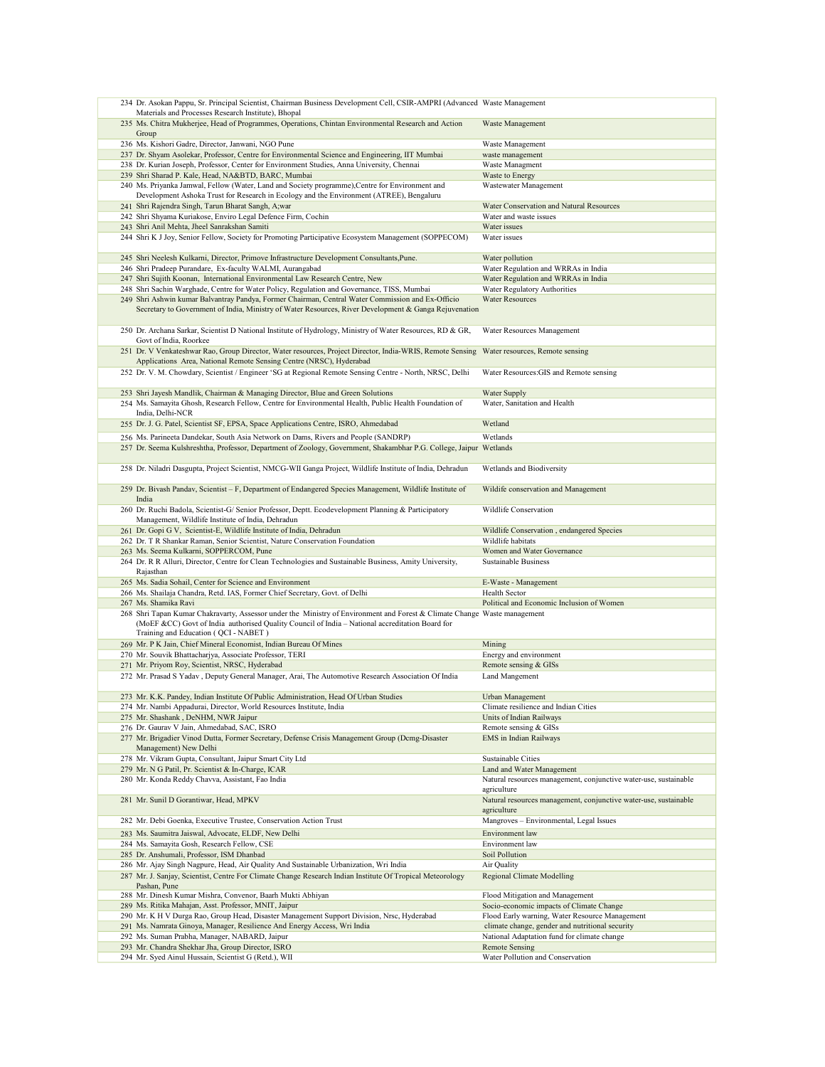| | | |
|---|---|---|
| 234 | Dr. Asokan Pappu, Sr. Principal Scientist, Chairman Business Development Cell, CSIR-AMPRI (Advanced Materials and Processes Research Institute), Bhopal | Waste Management |
| 235 | Ms. Chitra Mukherjee, Head of Programmes, Operations, Chintan Environmental Research and Action Group | Waste Management |
| 236 | Ms. Kishori Gadre, Director, Janwani, NGO Pune | Waste Management |
| 237 | Dr. Shyam Asolekar, Professor, Centre for Environmental Science and Engineering, IIT Mumbai | waste management |
| 238 | Dr. Kurian Joseph, Professor, Center for Environment Studies, Anna University, Chennai | Waste Managment |
| 239 | Shri Sharad P. Kale, Head, NA&BTD, BARC, Mumbai | Waste to Energy |
| 240 | Ms. Priyanka Jamwal, Fellow (Water, Land and Society programme),Centre for Environment and Development Ashoka Trust for Research in Ecology and the Environment (ATREE), Bengaluru | Wastewater Management |
| 241 | Shri Rajendra Singh, Tarun Bharat Sangh, A;war | Water Conservation and Natural Resources |
| 242 | Shri Shyama Kuriakose, Enviro Legal Defence Firm, Cochin | Water and waste issues |
| 243 | Shri Anil Mehta, Jheel Sanrakshan Samiti | Water issues |
| 244 | Shri K J Joy, Senior Fellow, Society for Promoting Participative Ecosystem Management (SOPPECOM) | Water issues |
| 245 | Shri Neelesh Kulkarni, Director, Primove Infrastructure Development Consultants,Pune. | Water pollution |
| 246 | Shri Pradeep Purandare, Ex-faculty WALMI, Aurangabad | Water Regulation and WRRAs in India |
| 247 | Shri Sujith Koonan, International Environmental Law Research Centre, New | Water Regulation and WRRAs in India |
| 248 | Shri Sachin Warghade, Centre for Water Policy, Regulation and Governance, TISS, Mumbai | Water Regulatory Authorities |
| 249 | Shri Ashwin kumar Balvantray Pandya, Former Chairman, Central Water Commission and Ex-Officio Secretary to Government of India, Ministry of Water Resources, River Development & Ganga Rejuvenation | Water Resources |
| 250 | Dr. Archana Sarkar, Scientist D National Institute of Hydrology, Ministry of Water Resources, RD & GR, Govt of India, Roorkee | Water Resources Management |
| 251 | Dr. V Venkateshwar Rao, Group Director, Water resources, Project Director, India-WRIS, Remote Sensing Applications Area, National Remote Sensing Centre (NRSC), Hyderabad | Water resources, Remote sensing |
| 252 | Dr. V. M. Chowdary, Scientist / Engineer 'SG at Regional Remote Sensing Centre - North, NRSC, Delhi | Water Resources:GIS and Remote sensing |
| 253 | Shri Jayesh Mandlik, Chairman & Managing Director, Blue and Green Solutions | Water Supply |
| 254 | Ms. Samayita Ghosh, Research Fellow, Centre for Environmental Health, Public Health Foundation of India, Delhi-NCR | Water, Sanitation and Health |
| 255 | Dr. J. G. Patel, Scientist SF, EPSA, Space Applications Centre, ISRO, Ahmedabad | Wetland |
| 256 | Ms. Parineeta Dandekar, South Asia Network on Dams, Rivers and People (SANDRP) | Wetlands |
| 257 | Dr. Seema Kulshreshtha, Professor, Department of Zoology, Government, Shakambhar P.G. College, Jaipur | Wetlands |
| 258 | Dr. Niladri Dasgupta, Project Scientist, NMCG-WII Ganga Project, Wildlife Institute of India, Dehradun | Wetlands and Biodiversity |
| 259 | Dr. Bivash Pandav, Scientist – F, Department of Endangered Species Management, Wildlife Institute of India | Wildife conservation and Management |
| 260 | Dr. Ruchi Badola, Scientist-G/ Senior Professor, Deptt. Ecodevelopment Planning & Participatory Management, Wildlife Institute of India, Dehradun | Wildlife Conservation |
| 261 | Dr. Gopi G V, Scientist-E, Wildlife Institute of India, Dehradun | Wildlife Conservation , endangered Species |
| 262 | Dr. T R Shankar Raman, Senior Scientist, Nature Conservation Foundation | Wildlife habitats |
| 263 | Ms. Seema Kulkarni, SOPPERCOM, Pune | Women and Water Governance |
| 264 | Dr. R R Alluri, Director, Centre for Clean Technologies and Sustainable Business, Amity University, Rajasthan | Sustainable Business |
| 265 | Ms. Sadia Sohail, Center for Science and Environment | E-Waste - Management |
| 266 | Ms. Shailaja Chandra, Retd. IAS, Former Chief Secretary, Govt. of Delhi | Health Sector |
| 267 | Ms. Shamika Ravi | Political and Economic Inclusion of Women |
| 268 | Shri Tapan Kumar Chakravarty, Assessor under the Ministry of Environment and Forest & Climate Change (MoEF &CC) Govt of India authorised Quality Council of India – National accreditation Board for Training and Education ( QCI - NABET ) | Waste management |
| 269 | Mr. P K Jain, Chief Mineral Economist, Indian Bureau Of Mines | Mining |
| 270 | Mr. Souvik Bhattacharjya, Associate Professor, TERI | Energy and environment |
| 271 | Mr. Priyom Roy, Scientist, NRSC, Hyderabad | Remote sensing & GISs |
| 272 | Mr. Prasad S Yadav , Deputy General Manager, Arai, The Automotive Research Association Of India | Land Mangement |
| 273 | Mr. K.K. Pandey, Indian Institute Of Public Administration, Head Of Urban Studies | Urban Management |
| 274 | Mr. Nambi Appadurai, Director, World Resources Institute, India | Climate resilience and Indian Cities |
| 275 | Mr. Shashank , DeNHM, NWR Jaipur | Units of Indian Railways |
| 276 | Dr. Gaurav V Jain, Ahmedabad, SAC, ISRO | Remote sensing & GISs |
| 277 | Mr. Brigadier Vinod Dutta, Former Secretary, Defense Crisis Management Group (Dcmg-Disaster Management) New Delhi | EMS in Indian Railways |
| 278 | Mr. Vikram Gupta, Consultant, Jaipur Smart City Ltd | Sustainable Cities |
| 279 | Mr. N G Patil, Pr. Scientist & In-Charge, ICAR | Land and Water Management |
| 280 | Mr. Konda Reddy Chavva, Assistant, Fao India | Natural resources management, conjunctive water-use, sustainable agriculture |
| 281 | Mr. Sunil D Gorantiwar, Head, MPKV | Natural resources management, conjunctive water-use, sustainable agriculture |
| 282 | Mr. Debi Goenka, Executive Trustee, Conservation Action Trust | Mangroves – Environmental, Legal Issues |
| 283 | Ms. Saumitra Jaiswal, Advocate, ELDF, New Delhi | Environment law |
| 284 | Ms. Samayita Gosh, Research Fellow, CSE | Environment law |
| 285 | Dr. Anshumali, Professor, ISM Dhanbad | Soil Pollution |
| 286 | Mr. Ajay Singh Nagpure, Head, Air Quality And Sustainable Urbanization, Wri India | Air Quality |
| 287 | Mr. J. Sanjay, Scientist, Centre For Climate Change Research Indian Institute Of Tropical Meteorology Pashan, Pune | Regional Climate Modelling |
| 288 | Mr. Dinesh Kumar Mishra, Convenor, Baarh Mukti Abhiyan | Flood Mitigation and Management |
| 289 | Ms. Ritika Mahajan, Asst. Professor, MNIT, Jaipur | Socio-economic impacts of Climate Change |
| 290 | Mr. K H V Durga Rao, Group Head, Disaster Management Support Division, Nrsc, Hyderabad | Flood Early warning, Water Resource Management |
| 291 | Ms. Namrata Ginoya, Manager, Resilience And Energy Access, Wri India | climate change, gender and nutritional security |
| 292 | Ms. Suman Prabha, Manager, NABARD, Jaipur | National Adaptation fund for climate change |
| 293 | Mr. Chandra Shekhar Jha, Group Director, ISRO | Remote Sensing |
| 294 | Mr. Syed Ainul Hussain, Scientist G (Retd.), WII | Water Pollution and Conservation |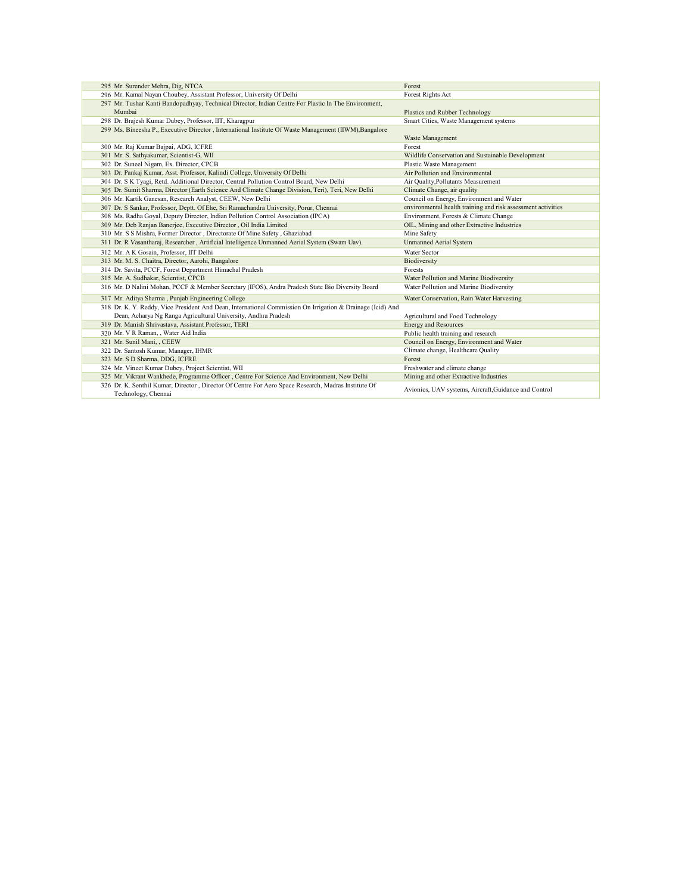| | | |
|---|---|---|
| 295 | Mr. Surender Mehra, Dig, NTCA | Forest |
| 296 | Mr. Kamal Nayan Choubey, Assistant Professor, University Of Delhi | Forest Rights Act |
| 297 | Mr. Tushar Kanti Bandopadhyay, Technical Director, Indian Centre For Plastic In The Environment, Mumbai | Plastics and Rubber Technology |
| 298 | Dr. Brajesh Kumar Dubey, Professor, IIT, Kharagpur | Smart Cities, Waste Management systems |
| 299 | Ms. Bineesha P., Executive Director , International Institute Of Waste Management (IIWM),Bangalore | Waste Management |
| 300 | Mr. Raj Kumar Bajpai, ADG, ICFRE | Forest |
| 301 | Mr. S. Sathyakumar, Scientist-G, WII | Wildlife Conservation and Sustainable Development |
| 302 | Dr. Suneel Nigam, Ex. Director, CPCB | Plastic Waste Management |
| 303 | Dr. Pankaj Kumar, Asst. Professor, Kalindi College, University Of Delhi | Air Pollution and Environmental |
| 304 | Dr. S K Tyagi, Retd. Additional Director, Central Pollution Control Board, New Delhi | Air Quality,Pollutants Measurement |
| 305 | Dr. Sumit Sharma, Director (Earth Science And Climate Change Division, Teri), Teri, New Delhi | Climate Change, air quality |
| 306 | Mr. Kartik Ganesan, Research Analyst, CEEW, New Delhi | Council on Energy, Environment and Water |
| 307 | Dr. S Sankar, Professor, Deptt. Of Ehe, Sri Ramachandra University, Porur, Chennai | environmental health training and risk assessment activities |
| 308 | Ms. Radha Goyal, Deputy Director, Indian Pollution Control Association (IPCA) | Environment, Forests & Climate Change |
| 309 | Mr. Deb Ranjan Banerjee, Executive Director , Oil India Limited | OIL, Mining and other Extractive Industries |
| 310 | Mr. S S Mishra, Former Director , Directorate Of Mine Safety , Ghaziabad | Mine Safety |
| 311 | Dr. R Vasantharaj, Researcher , Artificial Intelligence Unmanned Aerial System (Swam Uav). | Unmanned Aerial System |
| 312 | Mr. A K Gosain, Professor, IIT Delhi | Water Sector |
| 313 | Mr. M. S. Chaitra, Director, Aarohi, Bangalore | Biodiversity |
| 314 | Dr. Savita, PCCF, Forest Department Himachal Pradesh | Forests |
| 315 | Mr. A. Sudhakar, Scientist, CPCB | Water Pollution and Marine Biodiversity |
| 316 | Mr. D Nalini Mohan, PCCF & Member Secretary (IFOS), Andra Pradesh State Bio Diversity Board | Water Pollution and Marine Biodiversity |
| 317 | Mr. Aditya Sharma , Punjab Engineering College | Water Conservation, Rain Water Harvesting |
| 318 | Dr. K. Y. Reddy, Vice President And Dean, International Commission On Irrigation & Drainage (Icid) And Dean, Acharya Ng Ranga Agricultural University, Andhra Pradesh | Agricultural and Food Technology |
| 319 | Dr. Manish Shrivastava, Assistant Professor, TERI | Energy and Resources |
| 320 | Mr. V R Raman, , Water Aid India | Public health training and research |
| 321 | Mr. Sunil Mani, , CEEW | Council on Energy, Environment and Water |
| 322 | Dr. Santosh Kumar, Manager, IHMR | Climate change, Healthcare Quality |
| 323 | Mr. S D Sharma, DDG, ICFRE | Forest |
| 324 | Mr. Vineet Kumar Dubey, Project Scientist, WII | Freshwater and climate change |
| 325 | Mr. Vikrant Wankhede, Programme Officer , Centre For Science And Environment, New Delhi | Mining and other Extractive Industries |
| 326 | Dr. K. Senthil Kumar, Director , Director Of Centre For Aero Space Research, Madras Institute Of Technology, Chennai | Avionics, UAV systems, Aircraft,Guidance and Control |